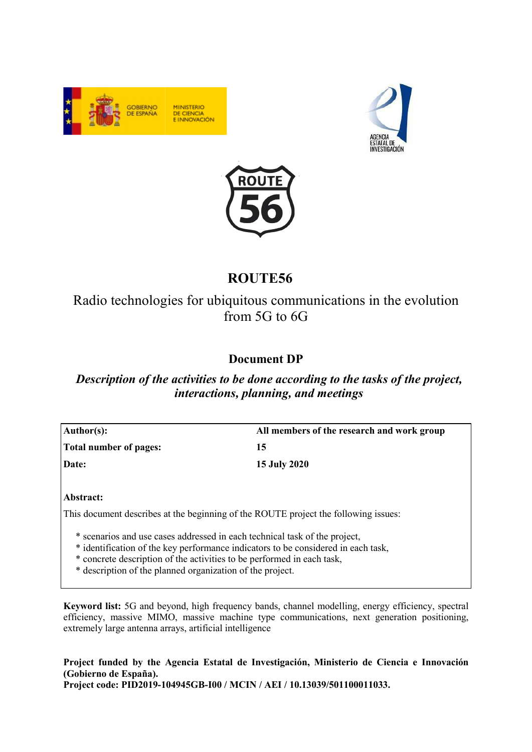# ROUTE56

Radio technologies for ubiquitous communications in the evolution from 5G to 6G

## Document DP

*Description of the activities to be done according to the tasks of the project, interactions, planning, and meetings*

| | |
|---|---|
| **Author(s):** | **All members of the research and work group** |
| **Total number of pages:** | **15** |
| **Date:** | **15 July 2020** |

**Abstract:**

This document describes at the beginning of the ROUTE project the following issues:

* scenarios and use cases addressed in each technical task of the project,
* identification of the key performance indicators to be considered in each task,
* concrete description of the activities to be performed in each task,
* description of the planned organization of the project.

**Keyword list:** 5G and beyond, high frequency bands, channel modelling, energy efficiency, spectral efficiency, massive MIMO, massive machine type communications, next generation positioning, extremely large antenna arrays, artificial intelligence

**Project funded by the Agencia Estatal de Investigación, Ministerio de Ciencia e Innovación (Gobierno de España).**
**Project code: PID2019-104945GB-I00 / MCIN / AEI / 10.13039/501100011033.**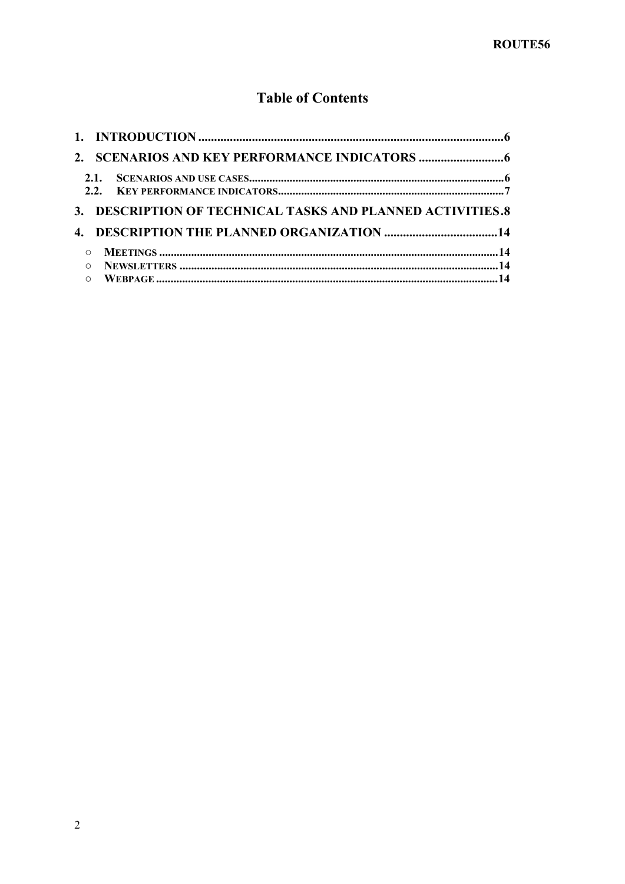# Table of Contents

1. INTRODUCTION .......... 6
2. SCENARIOS AND KEY PERFORMANCE INDICATORS .......... 6
   - 2.1. SCENARIOS AND USE CASES .......... 6
   - 2.2. KEY PERFORMANCE INDICATORS .......... 7
3. DESCRIPTION OF TECHNICAL TASKS AND PLANNED ACTIVITIES .......... 8
4. DESCRIPTION THE PLANNED ORGANIZATION .......... 14
   - MEETINGS .......... 14
   - NEWSLETTERS .......... 14
   - WEBPAGE .......... 14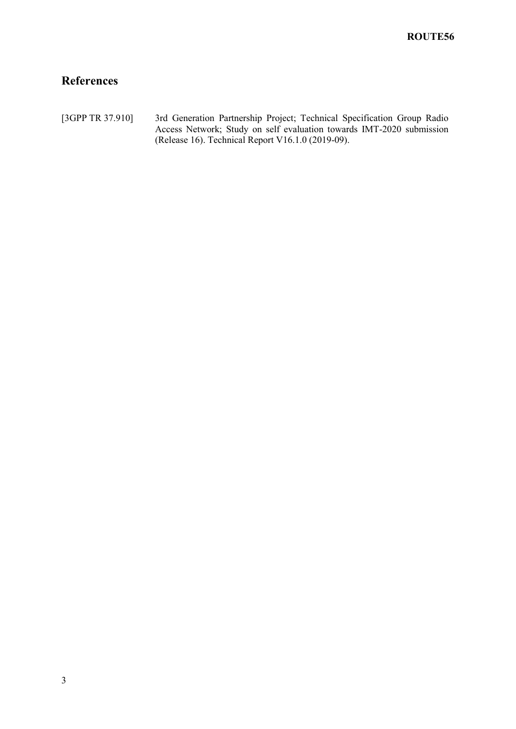## References

[3GPP TR 37.910] 3rd Generation Partnership Project; Technical Specification Group Radio Access Network; Study on self evaluation towards IMT-2020 submission (Release 16). Technical Report V16.1.0 (2019-09).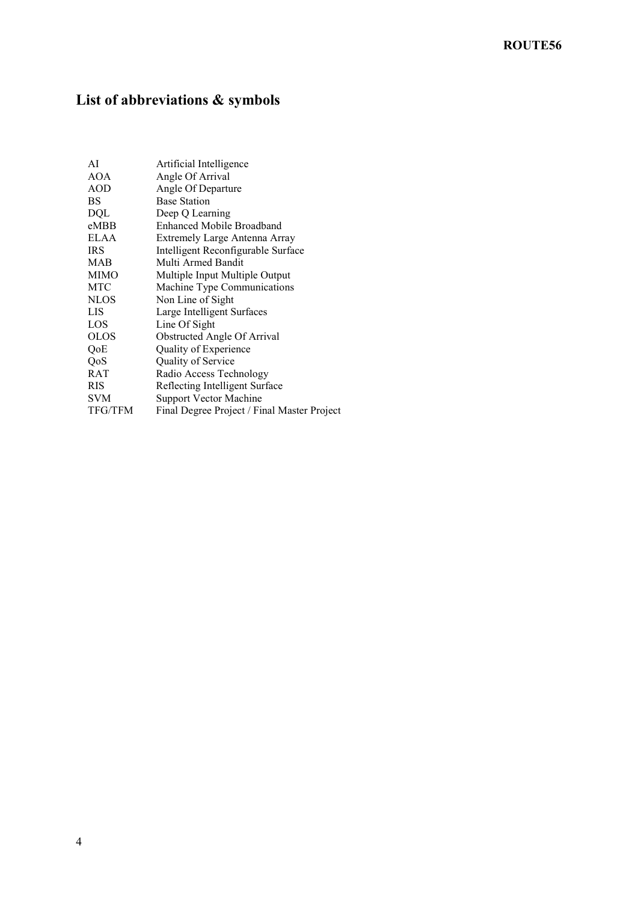## List of abbreviations & symbols

| | |
|---|---|
| AI | Artificial Intelligence |
| AOA | Angle Of Arrival |
| AOD | Angle Of Departure |
| BS | Base Station |
| DQL | Deep Q Learning |
| eMBB | Enhanced Mobile Broadband |
| ELAA | Extremely Large Antenna Array |
| IRS | Intelligent Reconfigurable Surface |
| MAB | Multi Armed Bandit |
| MIMO | Multiple Input Multiple Output |
| MTC | Machine Type Communications |
| NLOS | Non Line of Sight |
| LIS | Large Intelligent Surfaces |
| LOS | Line Of Sight |
| OLOS | Obstructed Angle Of Arrival |
| QoE | Quality of Experience |
| QoS | Quality of Service |
| RAT | Radio Access Technology |
| RIS | Reflecting Intelligent Surface |
| SVM | Support Vector Machine |
| TFG/TFM | Final Degree Project / Final Master Project |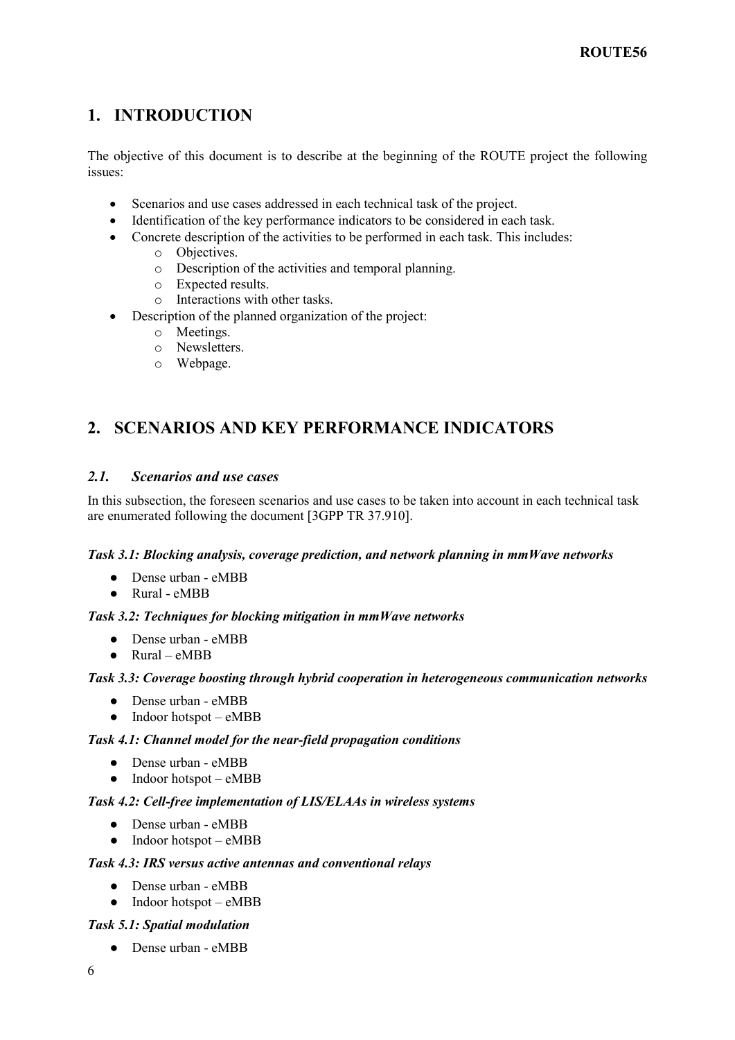# 1. INTRODUCTION

The objective of this document is to describe at the beginning of the ROUTE project the following issues:

- Scenarios and use cases addressed in each technical task of the project.
- Identification of the key performance indicators to be considered in each task.
- Concrete description of the activities to be performed in each task. This includes:
    - Objectives.
    - Description of the activities and temporal planning.
    - Expected results.
    - Interactions with other tasks.
- Description of the planned organization of the project:
    - Meetings.
    - Newsletters.
    - Webpage.

# 2. SCENARIOS AND KEY PERFORMANCE INDICATORS

## *2.1. Scenarios and use cases*

In this subsection, the foreseen scenarios and use cases to be taken into account in each technical task are enumerated following the document [3GPP TR 37.910].

***Task 3.1: Blocking analysis, coverage prediction, and network planning in mmWave networks***

- Dense urban - eMBB
- Rural - eMBB

***Task 3.2: Techniques for blocking mitigation in mmWave networks***

- Dense urban - eMBB
- Rural – eMBB

***Task 3.3: Coverage boosting through hybrid cooperation in heterogeneous communication networks***

- Dense urban - eMBB
- Indoor hotspot – eMBB

***Task 4.1: Channel model for the near-field propagation conditions***

- Dense urban - eMBB
- Indoor hotspot – eMBB

***Task 4.2: Cell-free implementation of LIS/ELAAs in wireless systems***

- Dense urban - eMBB
- Indoor hotspot – eMBB

***Task 4.3: IRS versus active antennas and conventional relays***

- Dense urban - eMBB
- Indoor hotspot – eMBB

***Task 5.1: Spatial modulation***

- Dense urban - eMBB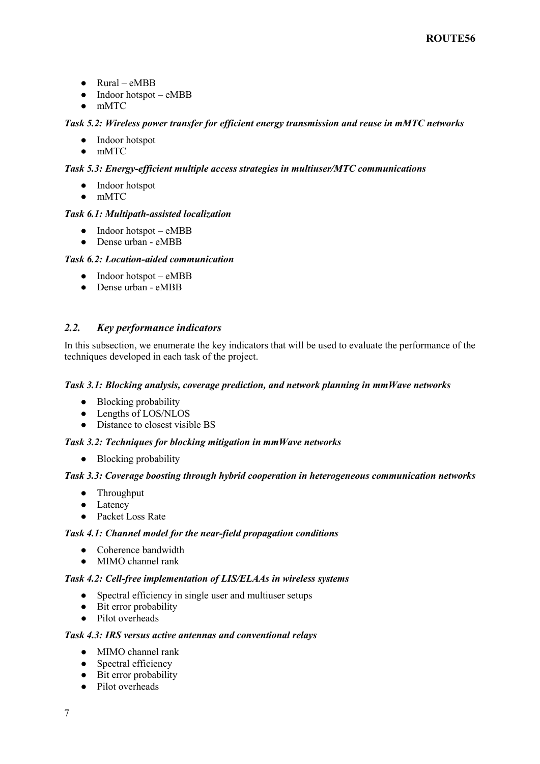- Rural – eMBB
- Indoor hotspot – eMBB
- mMTC

***Task 5.2: Wireless power transfer for efficient energy transmission and reuse in mMTC networks***

- Indoor hotspot
- mMTC

***Task 5.3: Energy-efficient multiple access strategies in multiuser/MTC communications***

- Indoor hotspot
- mMTC

***Task 6.1: Multipath-assisted localization***

- Indoor hotspot – eMBB
- Dense urban - eMBB

***Task 6.2: Location-aided communication***

- Indoor hotspot – eMBB
- Dense urban - eMBB

## *2.2. Key performance indicators*

In this subsection, we enumerate the key indicators that will be used to evaluate the performance of the techniques developed in each task of the project.

***Task 3.1: Blocking analysis, coverage prediction, and network planning in mmWave networks***

- Blocking probability
- Lengths of LOS/NLOS
- Distance to closest visible BS

***Task 3.2: Techniques for blocking mitigation in mmWave networks***

- Blocking probability

***Task 3.3: Coverage boosting through hybrid cooperation in heterogeneous communication networks***

- Throughput
- Latency
- Packet Loss Rate

***Task 4.1: Channel model for the near-field propagation conditions***

- Coherence bandwidth
- MIMO channel rank

***Task 4.2: Cell-free implementation of LIS/ELAAs in wireless systems***

- Spectral efficiency in single user and multiuser setups
- Bit error probability
- Pilot overheads

***Task 4.3: IRS versus active antennas and conventional relays***

- MIMO channel rank
- Spectral efficiency
- Bit error probability
- Pilot overheads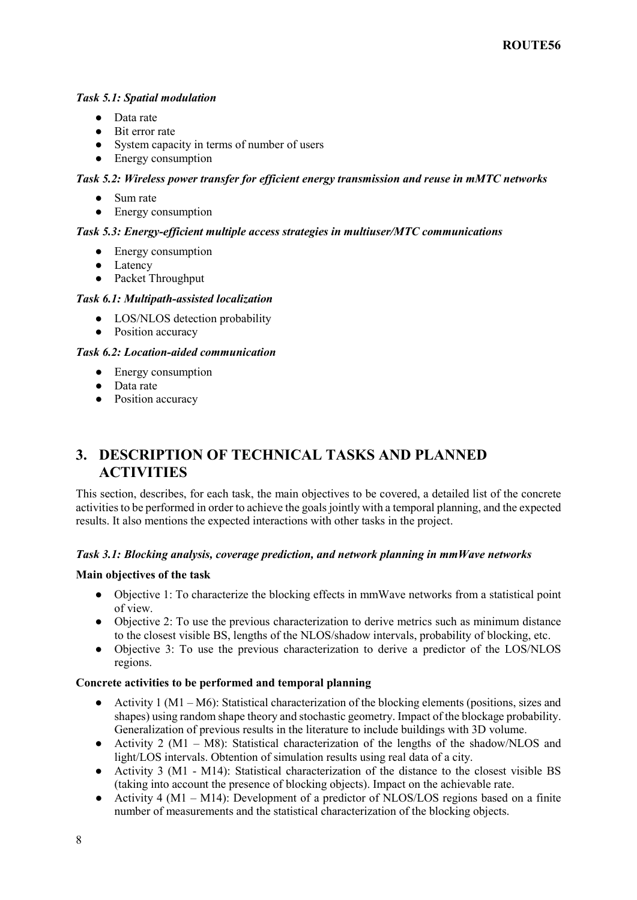***Task 5.1: Spatial modulation***

- Data rate
- Bit error rate
- System capacity in terms of number of users
- Energy consumption

***Task 5.2: Wireless power transfer for efficient energy transmission and reuse in mMTC networks***

- Sum rate
- Energy consumption

***Task 5.3: Energy-efficient multiple access strategies in multiuser/MTC communications***

- Energy consumption
- Latency
- Packet Throughput

***Task 6.1: Multipath-assisted localization***

- LOS/NLOS detection probability
- Position accuracy

***Task 6.2: Location-aided communication***

- Energy consumption
- Data rate
- Position accuracy

# 3. DESCRIPTION OF TECHNICAL TASKS AND PLANNED ACTIVITIES

This section, describes, for each task, the main objectives to be covered, a detailed list of the concrete activities to be performed in order to achieve the goals jointly with a temporal planning, and the expected results. It also mentions the expected interactions with other tasks in the project.

***Task 3.1: Blocking analysis, coverage prediction, and network planning in mmWave networks***

**Main objectives of the task**

- Objective 1: To characterize the blocking effects in mmWave networks from a statistical point of view.
- Objective 2: To use the previous characterization to derive metrics such as minimum distance to the closest visible BS, lengths of the NLOS/shadow intervals, probability of blocking, etc.
- Objective 3: To use the previous characterization to derive a predictor of the LOS/NLOS regions.

**Concrete activities to be performed and temporal planning**

- Activity 1 (M1 – M6): Statistical characterization of the blocking elements (positions, sizes and shapes) using random shape theory and stochastic geometry. Impact of the blockage probability. Generalization of previous results in the literature to include buildings with 3D volume.
- Activity 2 (M1 – M8): Statistical characterization of the lengths of the shadow/NLOS and light/LOS intervals. Obtention of simulation results using real data of a city.
- Activity 3 (M1 - M14): Statistical characterization of the distance to the closest visible BS (taking into account the presence of blocking objects). Impact on the achievable rate.
- Activity 4 (M1 – M14): Development of a predictor of NLOS/LOS regions based on a finite number of measurements and the statistical characterization of the blocking objects.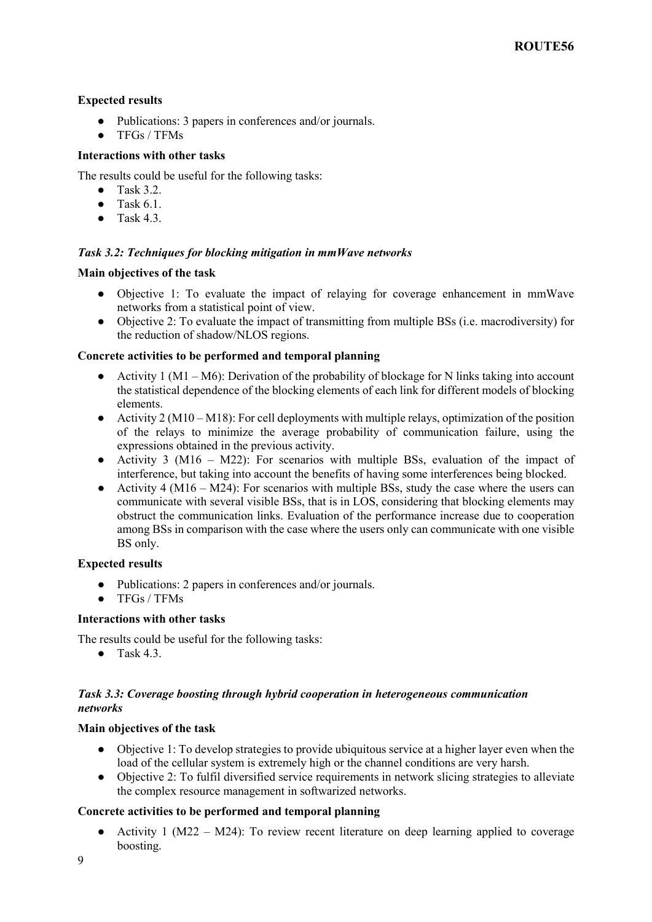**Expected results**

- Publications: 3 papers in conferences and/or journals.
- TFGs / TFMs

**Interactions with other tasks**

The results could be useful for the following tasks:

- Task 3.2.
- Task 6.1.
- Task 4.3.

### *Task 3.2: Techniques for blocking mitigation in mmWave networks*

**Main objectives of the task**

- Objective 1: To evaluate the impact of relaying for coverage enhancement in mmWave networks from a statistical point of view.
- Objective 2: To evaluate the impact of transmitting from multiple BSs (i.e. macrodiversity) for the reduction of shadow/NLOS regions.

**Concrete activities to be performed and temporal planning**

- Activity 1 (M1 – M6): Derivation of the probability of blockage for N links taking into account the statistical dependence of the blocking elements of each link for different models of blocking elements.
- Activity 2 (M10 – M18): For cell deployments with multiple relays, optimization of the position of the relays to minimize the average probability of communication failure, using the expressions obtained in the previous activity.
- Activity 3 (M16 – M22): For scenarios with multiple BSs, evaluation of the impact of interference, but taking into account the benefits of having some interferences being blocked.
- Activity 4 (M16 – M24): For scenarios with multiple BSs, study the case where the users can communicate with several visible BSs, that is in LOS, considering that blocking elements may obstruct the communication links. Evaluation of the performance increase due to cooperation among BSs in comparison with the case where the users only can communicate with one visible BS only.

**Expected results**

- Publications: 2 papers in conferences and/or journals.
- TFGs / TFMs

**Interactions with other tasks**

The results could be useful for the following tasks:

- Task 4.3.

### *Task 3.3: Coverage boosting through hybrid cooperation in heterogeneous communication networks*

**Main objectives of the task**

- Objective 1: To develop strategies to provide ubiquitous service at a higher layer even when the load of the cellular system is extremely high or the channel conditions are very harsh.
- Objective 2: To fulfil diversified service requirements in network slicing strategies to alleviate the complex resource management in softwarized networks.

**Concrete activities to be performed and temporal planning**

- Activity 1 (M22 – M24): To review recent literature on deep learning applied to coverage boosting.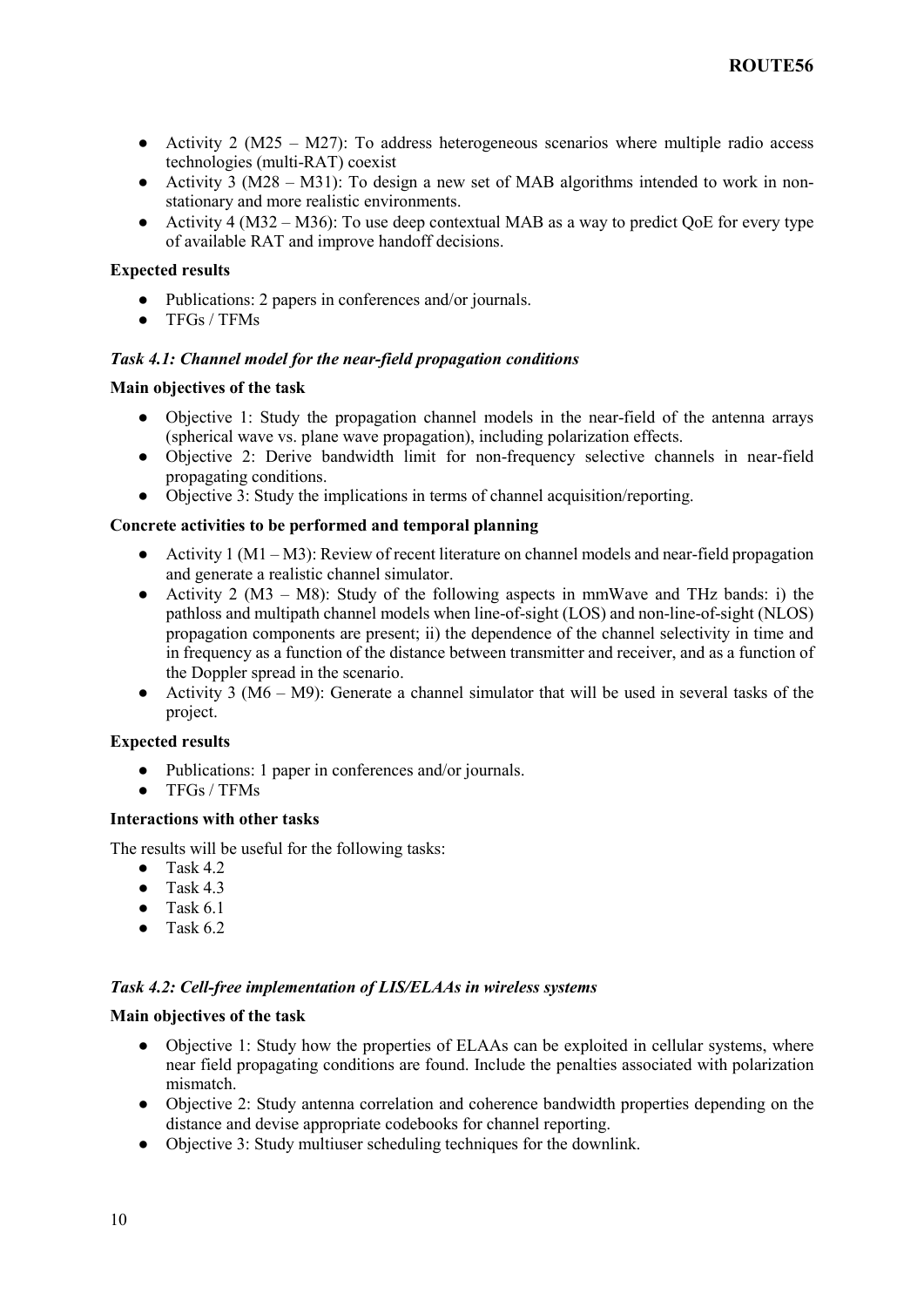- Activity 2 (M25 – M27): To address heterogeneous scenarios where multiple radio access technologies (multi-RAT) coexist
- Activity 3 (M28 – M31): To design a new set of MAB algorithms intended to work in non-stationary and more realistic environments.
- Activity 4 (M32 – M36): To use deep contextual MAB as a way to predict QoE for every type of available RAT and improve handoff decisions.

**Expected results**

- Publications: 2 papers in conferences and/or journals.
- TFGs / TFMs

***Task 4.1: Channel model for the near-field propagation conditions***

**Main objectives of the task**

- Objective 1: Study the propagation channel models in the near-field of the antenna arrays (spherical wave vs. plane wave propagation), including polarization effects.
- Objective 2: Derive bandwidth limit for non-frequency selective channels in near-field propagating conditions.
- Objective 3: Study the implications in terms of channel acquisition/reporting.

**Concrete activities to be performed and temporal planning**

- Activity 1 (M1 – M3): Review of recent literature on channel models and near-field propagation and generate a realistic channel simulator.
- Activity 2 (M3 – M8): Study of the following aspects in mmWave and THz bands: i) the pathloss and multipath channel models when line-of-sight (LOS) and non-line-of-sight (NLOS) propagation components are present; ii) the dependence of the channel selectivity in time and in frequency as a function of the distance between transmitter and receiver, and as a function of the Doppler spread in the scenario.
- Activity 3 (M6 – M9): Generate a channel simulator that will be used in several tasks of the project.

**Expected results**

- Publications: 1 paper in conferences and/or journals.
- TFGs / TFMs

**Interactions with other tasks**

The results will be useful for the following tasks:

- Task 4.2
- Task 4.3
- Task 6.1
- Task 6.2

***Task 4.2: Cell-free implementation of LIS/ELAAs in wireless systems***

**Main objectives of the task**

- Objective 1: Study how the properties of ELAAs can be exploited in cellular systems, where near field propagating conditions are found. Include the penalties associated with polarization mismatch.
- Objective 2: Study antenna correlation and coherence bandwidth properties depending on the distance and devise appropriate codebooks for channel reporting.
- Objective 3: Study multiuser scheduling techniques for the downlink.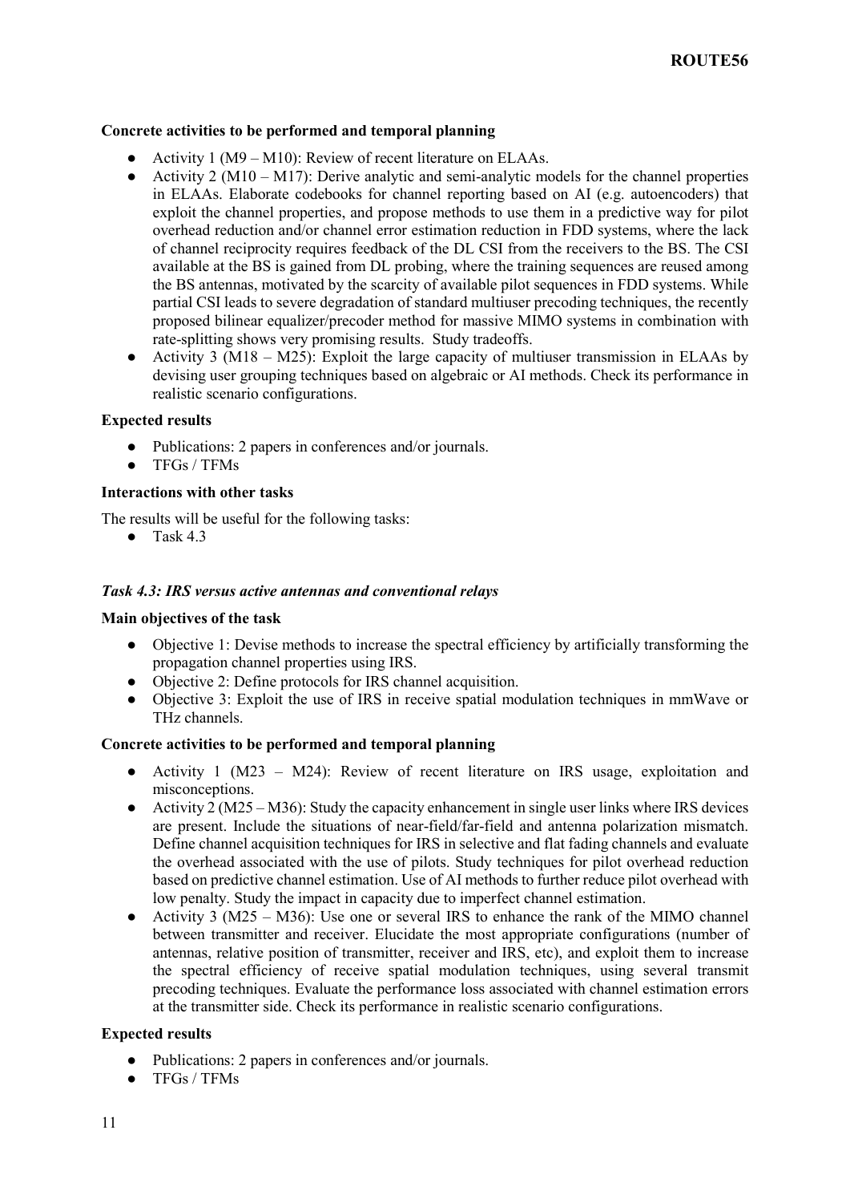**Concrete activities to be performed and temporal planning**

- Activity 1 (M9 – M10): Review of recent literature on ELAAs.
- Activity 2 (M10 – M17): Derive analytic and semi-analytic models for the channel properties in ELAAs. Elaborate codebooks for channel reporting based on AI (e.g. autoencoders) that exploit the channel properties, and propose methods to use them in a predictive way for pilot overhead reduction and/or channel error estimation reduction in FDD systems, where the lack of channel reciprocity requires feedback of the DL CSI from the receivers to the BS. The CSI available at the BS is gained from DL probing, where the training sequences are reused among the BS antennas, motivated by the scarcity of available pilot sequences in FDD systems. While partial CSI leads to severe degradation of standard multiuser precoding techniques, the recently proposed bilinear equalizer/precoder method for massive MIMO systems in combination with rate-splitting shows very promising results. Study tradeoffs.
- Activity 3 (M18 – M25): Exploit the large capacity of multiuser transmission in ELAAs by devising user grouping techniques based on algebraic or AI methods. Check its performance in realistic scenario configurations.

**Expected results**

- Publications: 2 papers in conferences and/or journals.
- TFGs / TFMs

**Interactions with other tasks**

The results will be useful for the following tasks:

- Task 4.3

### *Task 4.3: IRS versus active antennas and conventional relays*

**Main objectives of the task**

- Objective 1: Devise methods to increase the spectral efficiency by artificially transforming the propagation channel properties using IRS.
- Objective 2: Define protocols for IRS channel acquisition.
- Objective 3: Exploit the use of IRS in receive spatial modulation techniques in mmWave or THz channels.

**Concrete activities to be performed and temporal planning**

- Activity 1 (M23 – M24): Review of recent literature on IRS usage, exploitation and misconceptions.
- Activity 2 (M25 – M36): Study the capacity enhancement in single user links where IRS devices are present. Include the situations of near-field/far-field and antenna polarization mismatch. Define channel acquisition techniques for IRS in selective and flat fading channels and evaluate the overhead associated with the use of pilots. Study techniques for pilot overhead reduction based on predictive channel estimation. Use of AI methods to further reduce pilot overhead with low penalty. Study the impact in capacity due to imperfect channel estimation.
- Activity 3 (M25 – M36): Use one or several IRS to enhance the rank of the MIMO channel between transmitter and receiver. Elucidate the most appropriate configurations (number of antennas, relative position of transmitter, receiver and IRS, etc), and exploit them to increase the spectral efficiency of receive spatial modulation techniques, using several transmit precoding techniques. Evaluate the performance loss associated with channel estimation errors at the transmitter side. Check its performance in realistic scenario configurations.

**Expected results**

- Publications: 2 papers in conferences and/or journals.
- TFGs / TFMs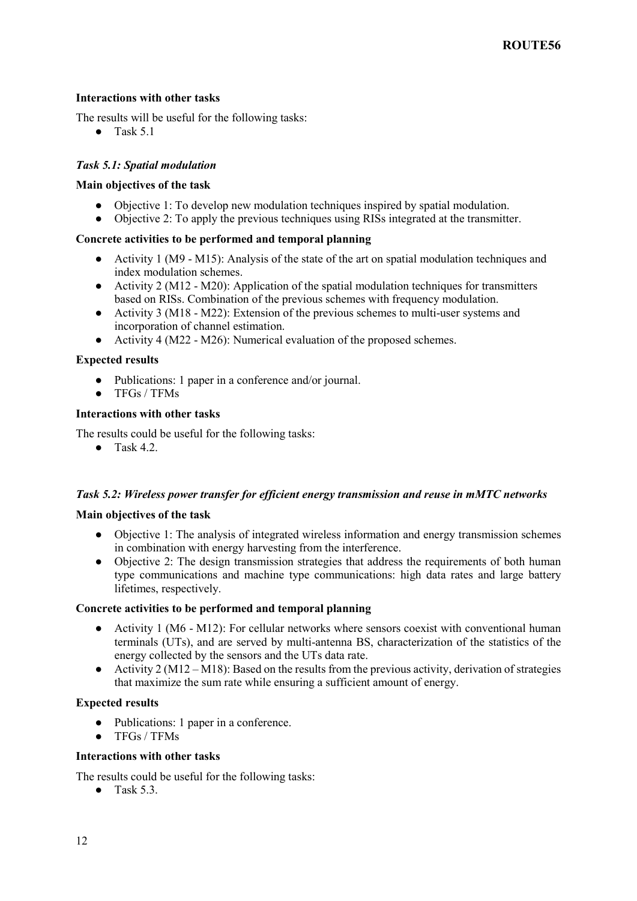**Interactions with other tasks**

The results will be useful for the following tasks:

- Task 5.1

### *Task 5.1: Spatial modulation*

**Main objectives of the task**

- Objective 1: To develop new modulation techniques inspired by spatial modulation.
- Objective 2: To apply the previous techniques using RISs integrated at the transmitter.

**Concrete activities to be performed and temporal planning**

- Activity 1 (M9 - M15): Analysis of the state of the art on spatial modulation techniques and index modulation schemes.
- Activity 2 (M12 - M20): Application of the spatial modulation techniques for transmitters based on RISs. Combination of the previous schemes with frequency modulation.
- Activity 3 (M18 - M22): Extension of the previous schemes to multi-user systems and incorporation of channel estimation.
- Activity 4 (M22 - M26): Numerical evaluation of the proposed schemes.

**Expected results**

- Publications: 1 paper in a conference and/or journal.
- TFGs / TFMs

**Interactions with other tasks**

The results could be useful for the following tasks:

- Task 4.2.

### *Task 5.2: Wireless power transfer for efficient energy transmission and reuse in mMTC networks*

**Main objectives of the task**

- Objective 1: The analysis of integrated wireless information and energy transmission schemes in combination with energy harvesting from the interference.
- Objective 2: The design transmission strategies that address the requirements of both human type communications and machine type communications: high data rates and large battery lifetimes, respectively.

**Concrete activities to be performed and temporal planning**

- Activity 1 (M6 - M12): For cellular networks where sensors coexist with conventional human terminals (UTs), and are served by multi-antenna BS, characterization of the statistics of the energy collected by the sensors and the UTs data rate.
- Activity 2 (M12 – M18): Based on the results from the previous activity, derivation of strategies that maximize the sum rate while ensuring a sufficient amount of energy.

**Expected results**

- Publications: 1 paper in a conference.
- TFGs / TFMs

**Interactions with other tasks**

The results could be useful for the following tasks:

- Task 5.3.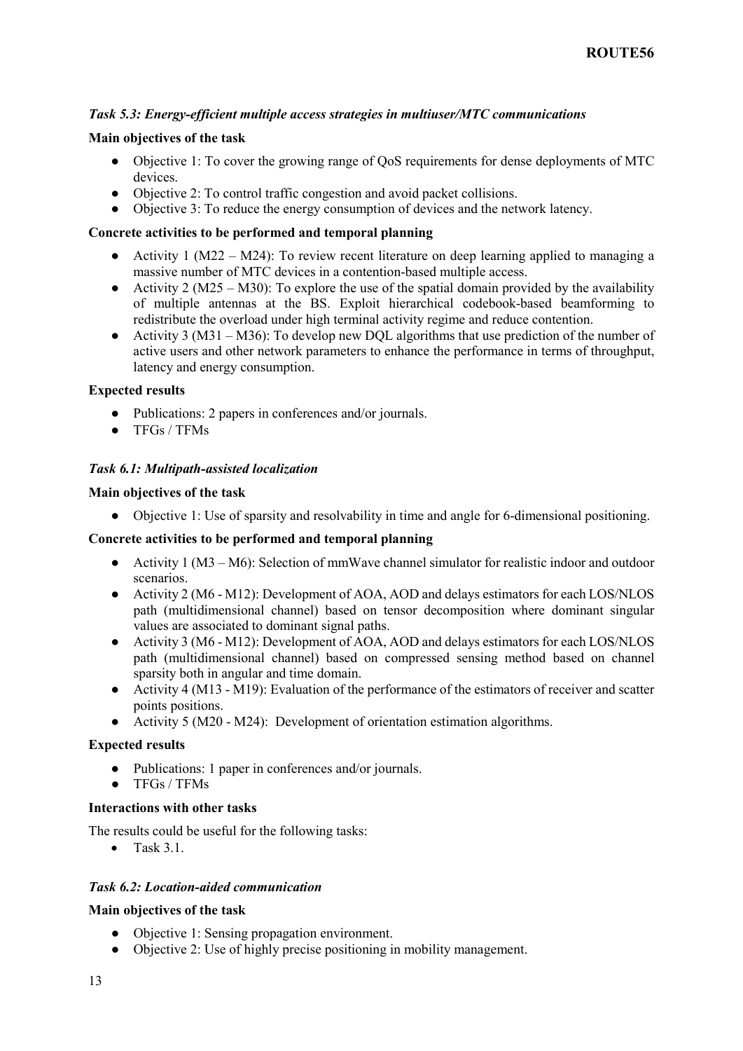### *Task 5.3: Energy-efficient multiple access strategies in multiuser/MTC communications*

**Main objectives of the task**

- Objective 1: To cover the growing range of QoS requirements for dense deployments of MTC devices.
- Objective 2: To control traffic congestion and avoid packet collisions.
- Objective 3: To reduce the energy consumption of devices and the network latency.

**Concrete activities to be performed and temporal planning**

- Activity 1 (M22 – M24): To review recent literature on deep learning applied to managing a massive number of MTC devices in a contention-based multiple access.
- Activity 2 (M25 – M30): To explore the use of the spatial domain provided by the availability of multiple antennas at the BS. Exploit hierarchical codebook-based beamforming to redistribute the overload under high terminal activity regime and reduce contention.
- Activity 3 (M31 – M36): To develop new DQL algorithms that use prediction of the number of active users and other network parameters to enhance the performance in terms of throughput, latency and energy consumption.

**Expected results**

- Publications: 2 papers in conferences and/or journals.
- TFGs / TFMs

### *Task 6.1: Multipath-assisted localization*

**Main objectives of the task**

- Objective 1: Use of sparsity and resolvability in time and angle for 6-dimensional positioning.

**Concrete activities to be performed and temporal planning**

- Activity 1 (M3 – M6): Selection of mmWave channel simulator for realistic indoor and outdoor scenarios.
- Activity 2 (M6 - M12): Development of AOA, AOD and delays estimators for each LOS/NLOS path (multidimensional channel) based on tensor decomposition where dominant singular values are associated to dominant signal paths.
- Activity 3 (M6 - M12): Development of AOA, AOD and delays estimators for each LOS/NLOS path (multidimensional channel) based on compressed sensing method based on channel sparsity both in angular and time domain.
- Activity 4 (M13 - M19): Evaluation of the performance of the estimators of receiver and scatter points positions.
- Activity 5 (M20 - M24): Development of orientation estimation algorithms.

**Expected results**

- Publications: 1 paper in conferences and/or journals.
- TFGs / TFMs

**Interactions with other tasks**

The results could be useful for the following tasks:

- Task 3.1.

### *Task 6.2: Location-aided communication*

**Main objectives of the task**

- Objective 1: Sensing propagation environment.
- Objective 2: Use of highly precise positioning in mobility management.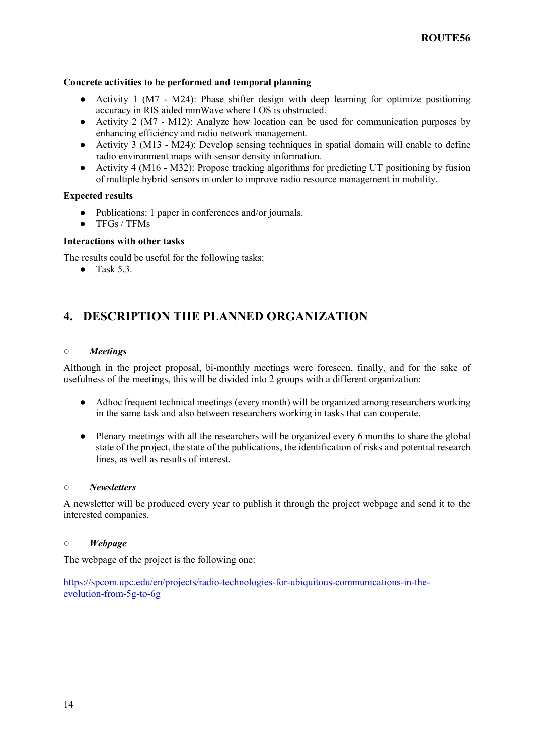**Concrete activities to be performed and temporal planning**

- Activity 1 (M7 - M24): Phase shifter design with deep learning for optimize positioning accuracy in RIS aided mmWave where LOS is obstructed.
- Activity 2 (M7 - M12): Analyze how location can be used for communication purposes by enhancing efficiency and radio network management.
- Activity 3 (M13 - M24): Develop sensing techniques in spatial domain will enable to define radio environment maps with sensor density information.
- Activity 4 (M16 - M32): Propose tracking algorithms for predicting UT positioning by fusion of multiple hybrid sensors in order to improve radio resource management in mobility.

**Expected results**

- Publications: 1 paper in conferences and/or journals.
- TFGs / TFMs

**Interactions with other tasks**

The results could be useful for the following tasks:

- Task 5.3.

# 4. DESCRIPTION THE PLANNED ORGANIZATION

○ ***Meetings***

Although in the project proposal, bi-monthly meetings were foreseen, finally, and for the sake of usefulness of the meetings, this will be divided into 2 groups with a different organization:

- Adhoc frequent technical meetings (every month) will be organized among researchers working in the same task and also between researchers working in tasks that can cooperate.

- Plenary meetings with all the researchers will be organized every 6 months to share the global state of the project, the state of the publications, the identification of risks and potential research lines, as well as results of interest.

○ ***Newsletters***

A newsletter will be produced every year to publish it through the project webpage and send it to the interested companies.

○ ***Webpage***

The webpage of the project is the following one:

https://spcom.upc.edu/en/projects/radio-technologies-for-ubiquitous-communications-in-the-evolution-from-5g-to-6g